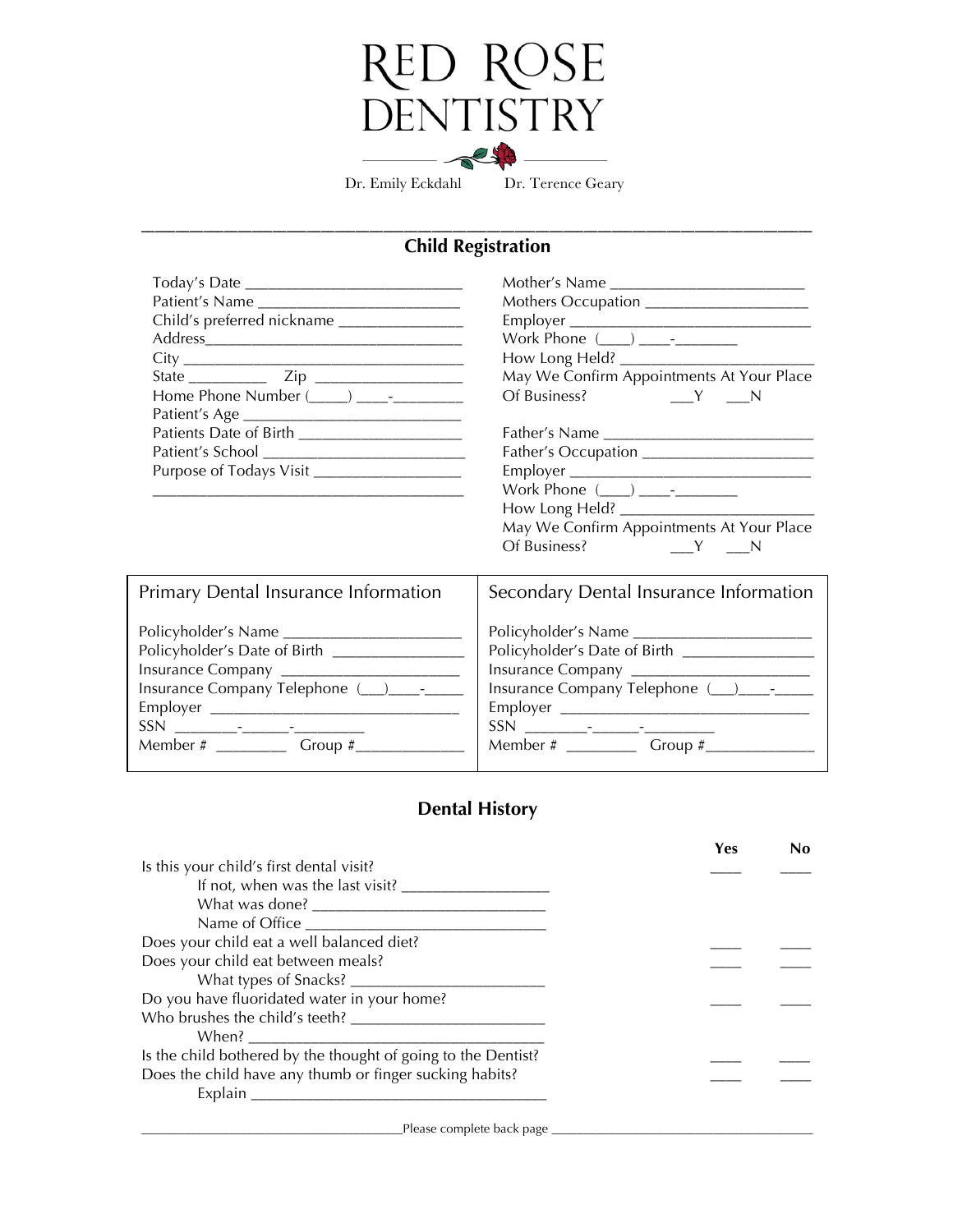# RED ROSE DENTISTRY

Dr. Emily Eckdahl     Dr. Terence Geary

## Child Registration

Today's Date ___________________________

Patient's Name _________________________

Child's preferred nickname _______________

Address__________________________________

City ____________________________________

State __________   Zip __________________

Home Phone Number (_____) ____-_________

Patient's Age ___________________________

Patients Date of Birth ____________________

Patient's School _________________________

Purpose of Todays Visit __________________

________________________________________

Mother's Name ________________________

Mothers Occupation ____________________

Employer ______________________________

Work Phone (____) ____-________

How Long Held? ________________________

May We Confirm Appointments At Your Place Of Business?   ___Y   ___N

Father's Name __________________________

Father's Occupation _____________________

Employer ______________________________

Work Phone (____) ____-________

How Long Held? ________________________

May We Confirm Appointments At Your Place Of Business?   ___Y   ___N

| Primary Dental Insurance Information | Secondary Dental Insurance Information |
|---|---|
| Policyholder's Name ______________________ | Policyholder's Name ______________________ |
| Policyholder's Date of Birth ________________ | Policyholder's Date of Birth ________________ |
| Insurance Company _______________________ | Insurance Company _______________________ |
| Insurance Company Telephone (___)____-_____ | Insurance Company Telephone (___)____-_____ |
| Employer ________________________________ | Employer ________________________________ |
| SSN ________-______-_________ | SSN ________-______-_________ |
| Member # _________ Group #_____________ | Member # _________ Group #_____________ |

## Dental History

| | Yes | No |
|---|---|---|
| Is this your child's first dental visit? | ____ | ____ |
| If not, when was the last visit? __________________ | | |
| What was done? _____________________________ | | |
| Name of Office _____________________________ | | |
| Does your child eat a well balanced diet? | ____ | ____ |
| Does your child eat between meals? | ____ | ____ |
| What types of Snacks? ________________________ | | |
| Do you have fluoridated water in your home? | ____ | ____ |
| Who brushes the child's teeth? ________________________ | | |
| When? ____________________________________ | | |
| Is the child bothered by the thought of going to the Dentist? | ____ | ____ |
| Does the child have any thumb or finger sucking habits? | ____ | ____ |
| Explain ____________________________________ | | |

Please complete back page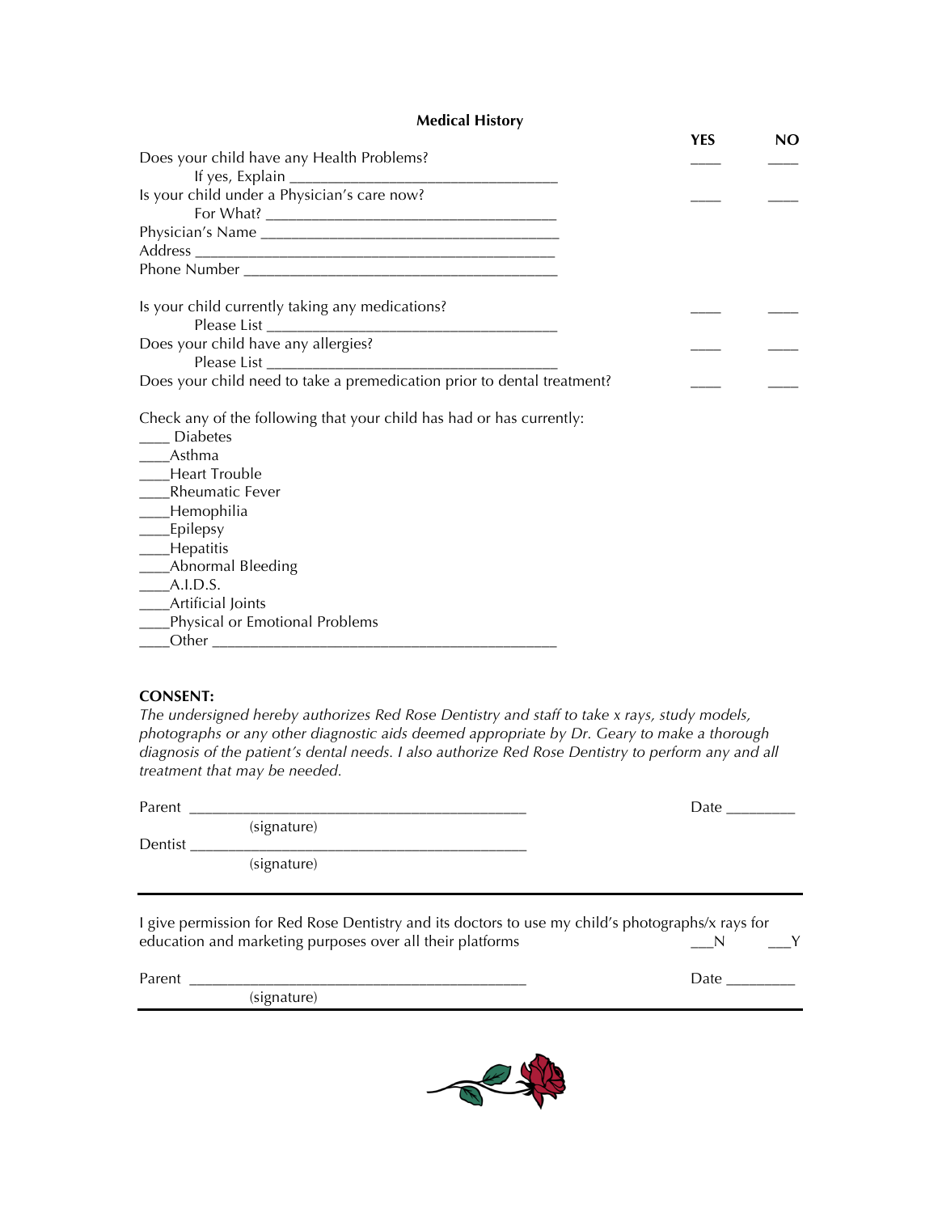## Medical History

| | YES | NO |
|---|---|---|
| Does your child have any Health Problems? | ____ | ____ |
| If yes, Explain ________________________________ | | |
| Is your child under a Physician's care now? | ____ | ____ |
| For What? ___________________________________ | | |
| Physician's Name ____________________________________ | | |
| Address ___________________________________________ | | |
| Phone Number _____________________________________ | | |
| Is your child currently taking any medications? | ____ | ____ |
| Please List __________________________________ | | |
| Does your child have any allergies? | ____ | ____ |
| Please List __________________________________ | | |
| Does your child need to take a premedication prior to dental treatment? | ____ | ____ |

Check any of the following that your child has had or has currently:

____ Diabetes
____Asthma
____Heart Trouble
____Rheumatic Fever
____Hemophilia
____Epilepsy
____Hepatitis
____Abnormal Bleeding
____A.I.D.S.
____Artificial Joints
____Physical or Emotional Problems
____Other ___________________________________________

**CONSENT:**

*The undersigned hereby authorizes Red Rose Dentistry and staff to take x rays, study models, photographs or any other diagnostic aids deemed appropriate by Dr. Geary to make a thorough diagnosis of the patient's dental needs. I also authorize Red Rose Dentistry to perform any and all treatment that may be needed.*

Parent __________________________________________ Date ________
(signature)

Dentist __________________________________________
(signature)

---

I give permission for Red Rose Dentistry and its doctors to use my child's photographs/x rays for education and marketing purposes over all their platforms ___N ___Y

Parent __________________________________________ Date ________
(signature)